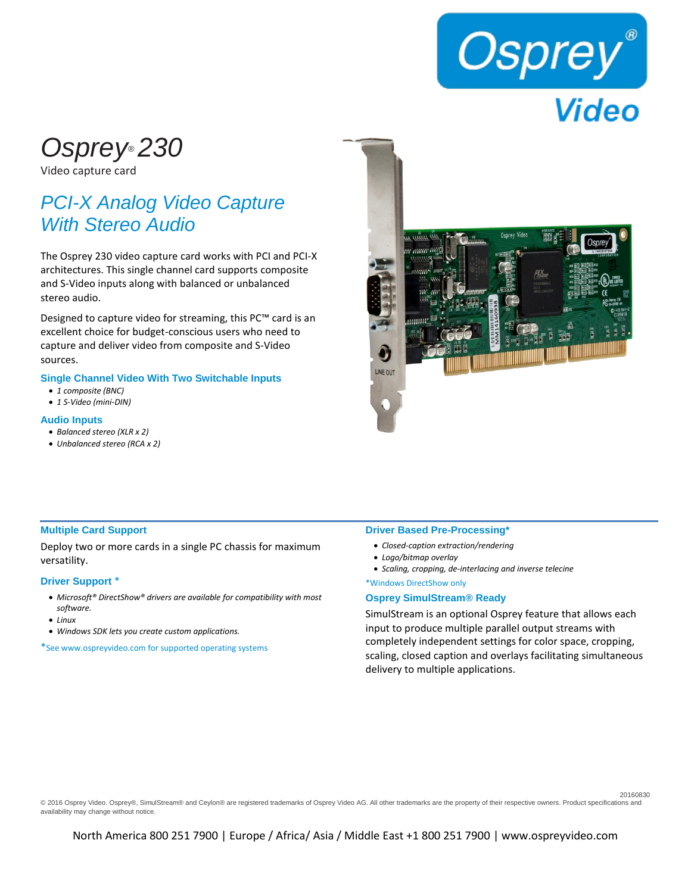# Osprey® 230

Video capture card

## PCI-X Analog Video Capture With Stereo Audio

The Osprey 230 video capture card works with PCI and PCI-X architectures. This single channel card supports composite and S-Video inputs along with balanced or unbalanced stereo audio.

Designed to capture video for streaming, this PC™ card is an excellent choice for budget-conscious users who need to capture and deliver video from composite and S-Video sources.

### Single Channel Video With Two Switchable Inputs

- *1 composite (BNC)*
- *1 S-Video (mini-DIN)*

### Audio Inputs

- *Balanced stereo (XLR x 2)*
- *Unbalanced stereo (RCA x 2)*

### Multiple Card Support

Deploy two or more cards in a single PC chassis for maximum versatility.

### Driver Support *

- *Microsoft® DirectShow® drivers are available for compatibility with most software.*
- *Linux*
- *Windows SDK lets you create custom applications.*

*See www.ospreyvideo.com for supported operating systems

### Driver Based Pre-Processing*

- *Closed-caption extraction/rendering*
- *Logo/bitmap overlay*
- *Scaling, cropping, de-interlacing and inverse telecine*

*Windows DirectShow only

### Osprey SimulStream® Ready

SimulStream is an optional Osprey feature that allows each input to produce multiple parallel output streams with completely independent settings for color space, cropping, scaling, closed caption and overlays facilitating simultaneous delivery to multiple applications.

20160830

© 2016 Osprey Video. Osprey®, SimulStream® and Ceylon® are registered trademarks of Osprey Video AG. All other trademarks are the property of their respective owners. Product specifications and availability may change without notice.

North America 800 251 7900 | Europe / Africa/ Asia / Middle East +1 800 251 7900 | www.ospreyvideo.com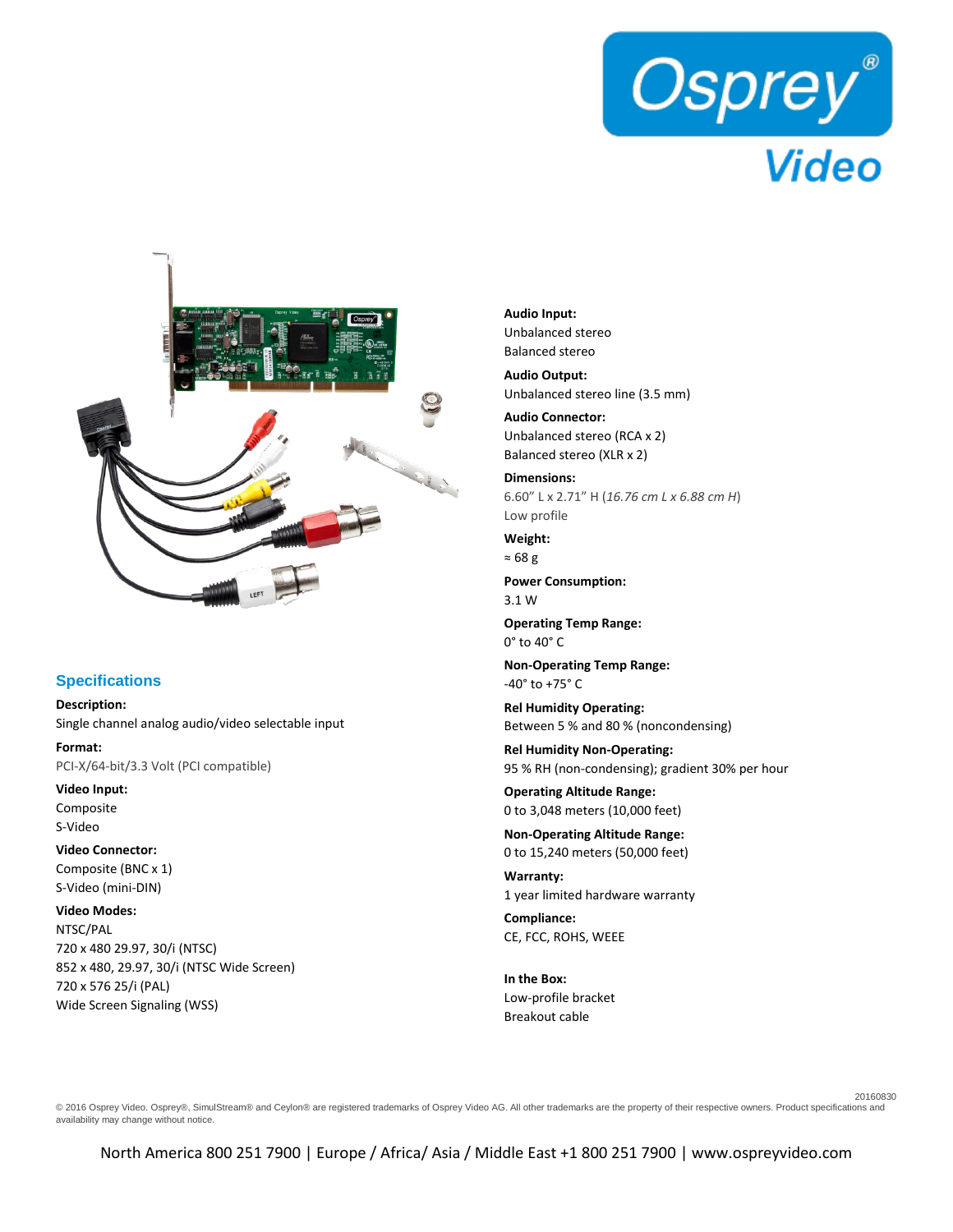## Specifications

**Description:**
Single channel analog audio/video selectable input

**Format:**
PCI-X/64-bit/3.3 Volt (PCI compatible)

**Video Input:**
Composite
S-Video

**Video Connector:**
Composite (BNC x 1)
S-Video (mini-DIN)

**Video Modes:**
NTSC/PAL
720 x 480 29.97, 30/i (NTSC)
852 x 480, 29.97, 30/i (NTSC Wide Screen)
720 x 576 25/i (PAL)
Wide Screen Signaling (WSS)

**Audio Input:**
Unbalanced stereo
Balanced stereo

**Audio Output:**
Unbalanced stereo line (3.5 mm)

**Audio Connector:**
Unbalanced stereo (RCA x 2)
Balanced stereo (XLR x 2)

**Dimensions:**
6.60" L x 2.71" H (*16.76 cm L x 6.88 cm H*)
Low profile

**Weight:**
≈ 68 g

**Power Consumption:**
3.1 W

**Operating Temp Range:**
0° to 40° C

**Non-Operating Temp Range:**
-40° to +75° C

**Rel Humidity Operating:**
Between 5 % and 80 % (noncondensing)

**Rel Humidity Non-Operating:**
95 % RH (non-condensing); gradient 30% per hour

**Operating Altitude Range:**
0 to 3,048 meters (10,000 feet)

**Non-Operating Altitude Range:**
0 to 15,240 meters (50,000 feet)

**Warranty:**
1 year limited hardware warranty

**Compliance:**
CE, FCC, ROHS, WEEE

**In the Box:**
Low-profile bracket
Breakout cable

20160830

© 2016 Osprey Video. Osprey®, SimulStream® and Ceylon® are registered trademarks of Osprey Video AG. All other trademarks are the property of their respective owners. Product specifications and availability may change without notice.

North America 800 251 7900 | Europe / Africa/ Asia / Middle East +1 800 251 7900 | www.ospreyvideo.com